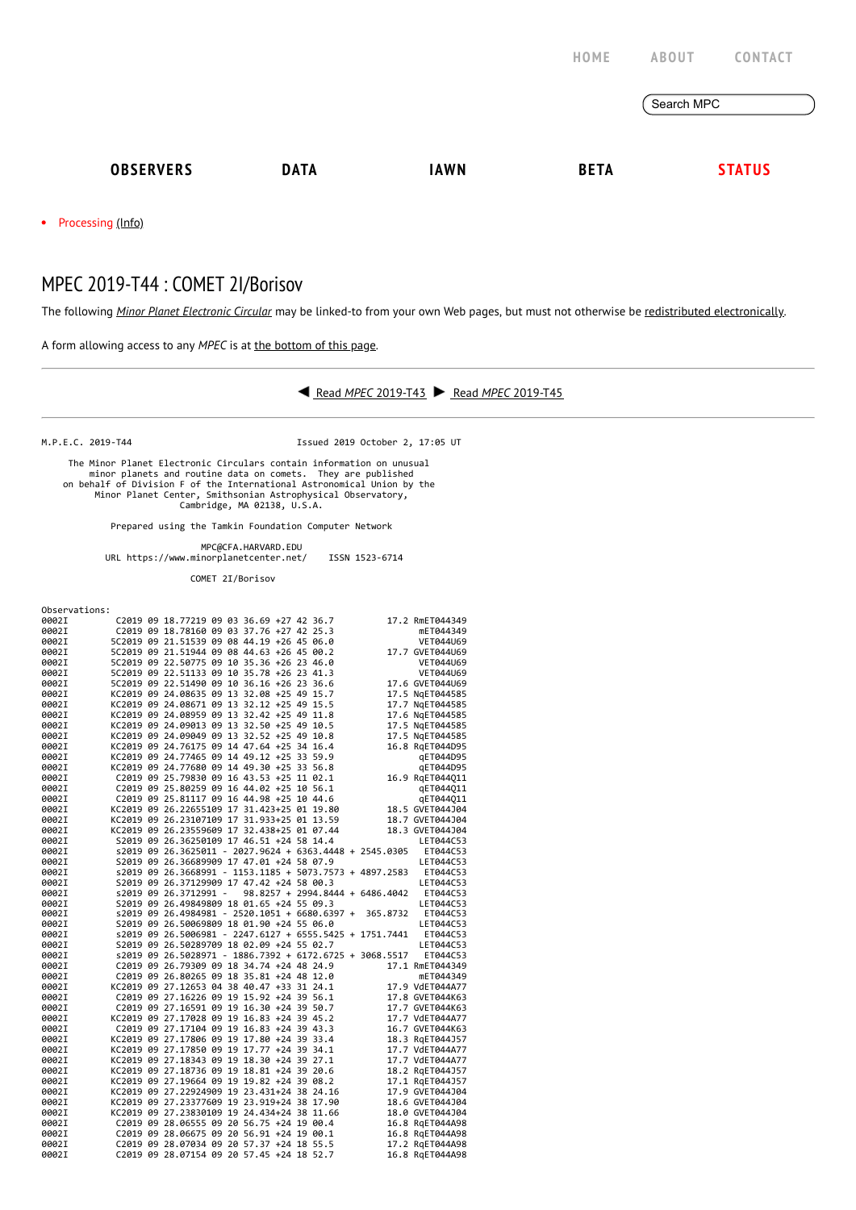HOME ABOUT CONTACT

Search MPC

OBSERVERS DATA IAWN BETA STATUS

- Processing (Info)

# MPEC 2019-T44 : COMET 2I/Borisov

The following *Minor Planet Electronic Circular* may be linked-to from your own Web pages, but must not otherwise be redistributed electronically.

A form allowing access to any *MPEC* is at the bottom of this page.

◀ Read *MPEC* 2019-T43 ▶ Read *MPEC* 2019-T45

```
M.P.E.C. 2019-T44                              Issued 2019 October 2, 17:05 UT

     The Minor Planet Electronic Circulars contain information on unusual
         minor planets and routine data on comets.  They are published
    on behalf of Division F of the International Astronomical Union by the
          Minor Planet Center, Smithsonian Astrophysical Observatory,
                          Cambridge, MA 02138, U.S.A.

                 Prepared using the Tamkin Foundation Computer Network

                                MPC@CFA.HARVARD.EDU
           URL https://www.minorplanetcenter.net/     ISSN 1523-6714

                              COMET 2I/Borisov

Observations:
0002I         C2019 09 18.77219 09 03 36.69 +27 42 36.7          17.2 RmET044349
0002I         C2019 09 18.78160 09 03 37.76 +27 42 25.3               mET044349
0002I        5C2019 09 21.51539 09 08 44.19 +26 45 06.0               VET044U69
0002I        5C2019 09 21.51944 09 08 44.63 +26 45 00.2          17.7 GVET044U69
0002I        5C2019 09 22.50775 09 10 35.36 +26 23 46.0               VET044U69
0002I        5C2019 09 22.51133 09 10 35.78 +26 23 41.3               VET044U69
0002I        5C2019 09 22.51490 09 10 36.16 +26 23 36.6          17.6 GVET044U69
0002I        KC2019 09 24.08635 09 13 32.08 +25 49 15.7          17.5 NqET044585
0002I        KC2019 09 24.08671 09 13 32.12 +25 49 15.5          17.7 NqET044585
0002I        KC2019 09 24.08959 09 13 32.42 +25 49 11.8          17.6 NqET044585
0002I        KC2019 09 24.09013 09 13 32.50 +25 49 10.5          17.5 NqET044585
0002I        KC2019 09 24.09049 09 13 32.52 +25 49 10.8          17.5 NqET044585
0002I        KC2019 09 24.76175 09 14 47.64 +25 34 16.4          16.8 RqET044D95
0002I        KC2019 09 24.77465 09 14 49.12 +25 33 59.9               qET044D95
0002I        KC2019 09 24.77680 09 14 49.30 +25 33 56.8               qET044D95
0002I         C2019 09 25.79830 09 16 43.53 +25 11 02.1          16.9 RqET044Q11
0002I         C2019 09 25.80259 09 16 44.02 +25 10 56.1               qET044Q11
0002I         C2019 09 25.81117 09 16 44.98 +25 10 44.6               qET044Q11
0002I        KC2019 09 26.22655109 17 31.423+25 01 19.80         18.5 GVET044J04
0002I        KC2019 09 26.23107109 17 31.933+25 01 13.59         18.7 GVET044J04
0002I        KC2019 09 26.23559609 17 32.438+25 01 07.44         18.3 GVET044J04
0002I         S2019 09 26.36250109 17 46.51 +24 58 14.4               LET044C53
0002I         s2019 09 26.3625011 - 2027.9624 + 6363.4448 + 2545.0305   ET044C53
0002I         S2019 09 26.36689909 17 47.01 +24 58 07.9               LET044C53
0002I         s2019 09 26.3668991 - 1153.1185 + 5073.7573 + 4897.2583   ET044C53
0002I         S2019 09 26.37129909 17 47.42 +24 58 00.3               LET044C53
0002I         s2019 09 26.3712991 -   98.8257 + 2994.8444 + 6486.4042   ET044C53
0002I         S2019 09 26.49849809 18 01.65 +24 55 09.3               LET044C53
0002I         s2019 09 26.4984981 - 2520.1051 + 6680.6397 +  365.8732   ET044C53
0002I         S2019 09 26.50069809 18 01.90 +24 55 06.0               LET044C53
0002I         s2019 09 26.5006981 - 2247.6127 + 6555.5425 + 1751.7441   ET044C53
0002I         S2019 09 26.50289709 18 02.09 +24 55 02.7               LET044C53
0002I         s2019 09 26.5028971 - 1886.7392 + 6172.6725 + 3068.5517   ET044C53
0002I         C2019 09 26.79309 09 18 34.74 +24 48 24.9          17.1 RmET044349
0002I         C2019 09 26.80265 09 18 35.81 +24 48 12.0               mET044349
0002I        KC2019 09 27.12653 04 38 40.47 +33 31 24.1          17.9 VdET044A77
0002I         C2019 09 27.16226 09 19 15.92 +24 39 56.1          17.8 GVET044K63
0002I         C2019 09 27.16591 09 19 16.30 +24 39 50.7          17.7 GVET044K63
0002I        KC2019 09 27.17028 09 19 16.83 +24 39 45.2          17.7 VdET044A77
0002I         C2019 09 27.17104 09 19 16.83 +24 39 43.3          16.7 GVET044K63
0002I        KC2019 09 27.17806 09 19 17.80 +24 39 33.4          18.3 RqET044J57
0002I        KC2019 09 27.17850 09 19 17.77 +24 39 34.1          17.7 VdET044A77
0002I        KC2019 09 27.18343 09 19 18.30 +24 39 27.1          17.7 VdET044A77
0002I        KC2019 09 27.18736 09 19 18.81 +24 39 20.6          18.2 RqET044J57
0002I        KC2019 09 27.19664 09 19 19.82 +24 39 08.2          17.1 RqET044J57
0002I        KC2019 09 27.22924909 19 23.431+24 38 24.16         17.9 GVET044J04
0002I        KC2019 09 27.23377609 19 23.919+24 38 17.90         18.6 GVET044J04
0002I        KC2019 09 27.23830109 19 24.434+24 38 11.66         18.0 GVET044J04
0002I         C2019 09 28.06555 09 20 56.75 +24 19 00.4          16.8 RqET044A98
0002I         C2019 09 28.06675 09 20 56.91 +24 19 00.1          16.8 RqET044A98
0002I         C2019 09 28.07034 09 20 57.37 +24 18 55.5          17.2 RqET044A98
0002I         C2019 09 28.07154 09 20 57.45 +24 18 52.7          16.8 RqET044A98
```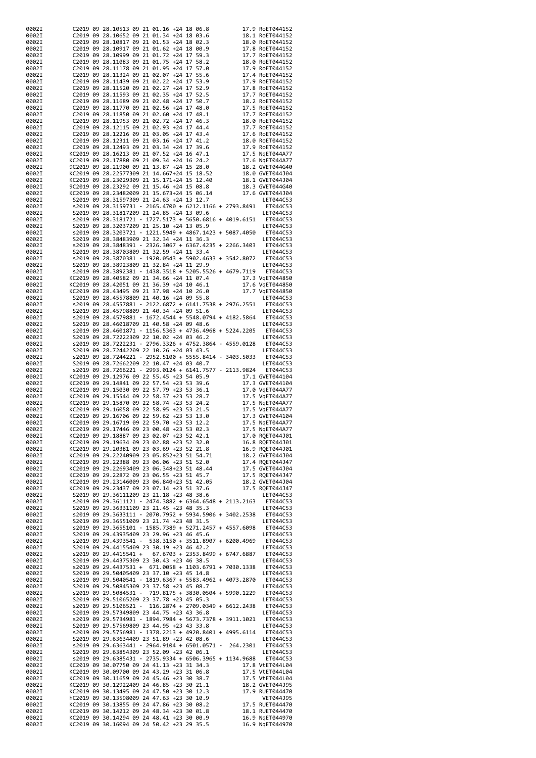```
0002I         C2019 09 28.10513 09 21 01.16 +24 18 06.8          17.9 RoET044152
0002I         C2019 09 28.10652 09 21 01.34 +24 18 03.6          18.1 RoET044152
0002I         C2019 09 28.10817 09 21 01.53 +24 18 02.3          18.0 RoET044152
0002I         C2019 09 28.10917 09 21 01.62 +24 18 00.9          17.8 RoET044152
0002I         C2019 09 28.10999 09 21 01.72 +24 17 59.3          17.7 RoET044152
0002I         C2019 09 28.11083 09 21 01.75 +24 17 58.2          18.0 RoET044152
0002I         C2019 09 28.11178 09 21 01.95 +24 17 57.0          17.9 RoET044152
0002I         C2019 09 28.11324 09 21 02.07 +24 17 55.6          17.4 RoET044152
0002I         C2019 09 28.11439 09 21 02.22 +24 17 53.9          17.9 RoET044152
0002I         C2019 09 28.11520 09 21 02.27 +24 17 52.9          17.8 RoET044152
0002I         C2019 09 28.11593 09 21 02.35 +24 17 52.5          17.7 RoET044152
0002I         C2019 09 28.11689 09 21 02.48 +24 17 50.7          18.2 RoET044152
0002I         C2019 09 28.11770 09 21 02.56 +24 17 48.0          17.5 RoET044152
0002I         C2019 09 28.11850 09 21 02.60 +24 17 48.1          17.7 RoET044152
0002I         C2019 09 28.11953 09 21 02.72 +24 17 46.3          18.0 RoET044152
0002I         C2019 09 28.12115 09 21 02.93 +24 17 44.4          17.7 RoET044152
0002I         C2019 09 28.12216 09 21 03.05 +24 17 43.4          17.6 RoET044152
0002I         C2019 09 28.12311 09 21 03.16 +24 17 41.2          18.0 RoET044152
0002I         C2019 09 28.12493 09 21 03.34 +24 17 39.6          17.9 RoET044152
0002I        KC2019 09 28.16213 09 21 07.52 +24 16 47.1          17.5 NqET044A77
0002I        KC2019 09 28.17880 09 21 09.34 +24 16 24.2          17.6 NqET044A77
0002I        9C2019 09 28.21900 09 21 13.87 +24 15 28.0          18.2 GVET044G40
0002I        KC2019 09 28.22577309 21 14.667+24 15 18.52         18.0 GVET044J04
0002I        KC2019 09 28.23029309 21 15.171+24 15 12.40         18.1 GVET044J04
0002I        9C2019 09 28.23292 09 21 15.46 +24 15 08.8          18.3 GVET044G40
0002I        KC2019 09 28.23482009 21 15.673+24 15 06.14         17.6 GVET044J04
0002I         S2019 09 28.31597309 21 24.63 +24 13 12.7               LET044C53
0002I         s2019 09 28.3159731 - 2165.4700 + 6212.1166 + 2793.8491   ET044C53
0002I         S2019 09 28.31817209 21 24.85 +24 13 09.6               LET044C53
0002I         s2019 09 28.3181721 - 1727.5173 + 5650.6816 + 4019.6151   ET044C53
0002I         S2019 09 28.32037209 21 25.10 +24 13 05.9               LET044C53
0002I         s2019 09 28.3203721 - 1221.5949 + 4867.1423 + 5087.4050   ET044C53
0002I         S2019 09 28.38483909 21 32.34 +24 11 36.3               LET044C53
0002I         s2019 09 28.3848391 - 2326.3067 + 6367.4235 + 2266.3403   ET044C53
0002I         S2019 09 28.38703809 21 32.59 +24 11 33.4               LET044C53
0002I         s2019 09 28.3870381 - 1920.0543 + 5902.4633 + 3542.8072   ET044C53
0002I         S2019 09 28.38923809 21 32.84 +24 11 29.9               LET044C53
0002I         s2019 09 28.3892381 - 1438.3518 + 5205.5526 + 4679.7119   ET044C53
0002I        KC2019 09 28.40582 09 21 34.66 +24 11 07.4          17.3 VqET044850
0002I        KC2019 09 28.42051 09 21 36.39 +24 10 46.1          17.6 VqET044850
0002I        KC2019 09 28.43495 09 21 37.98 +24 10 26.0          17.7 VqET044850
0002I         S2019 09 28.45578809 21 40.16 +24 09 55.8               LET044C53
0002I         s2019 09 28.4557881 - 2122.6872 + 6141.7538 + 2976.2551   ET044C53
0002I         S2019 09 28.45798809 21 40.34 +24 09 51.6               LET044C53
0002I         s2019 09 28.4579881 - 1672.4544 + 5548.0794 + 4182.5864   ET044C53
0002I         S2019 09 28.46018709 21 40.58 +24 09 48.6               LET044C53
0002I         s2019 09 28.4601871 - 1156.5363 + 4736.4968 + 5224.2205   ET044C53
0002I         S2019 09 28.72222309 22 10.02 +24 03 46.2               LET044C53
0002I         s2019 09 28.7222231 - 2796.3326 + 4752.3864 - 4559.0128   ET044C53
0002I         S2019 09 28.72442209 22 10.26 +24 03 43.5               LET044C53
0002I         s2019 09 28.7244221 - 2952.5100 + 5555.8414 - 3403.5033   ET044C53
0002I         S2019 09 28.72662209 22 10.47 +24 03 40.7               LET044C53
0002I         s2019 09 28.7266221 - 2993.0124 + 6141.7577 - 2113.9824   ET044C53
0002I        KC2019 09 29.12976 09 22 55.45 +23 54 05.9          17.1 GVET044104
0002I        KC2019 09 29.14841 09 22 57.54 +23 53 39.6          17.3 GVET044104
0002I        KC2019 09 29.15030 09 22 57.79 +23 53 36.1          17.0 VqET044A77
0002I        KC2019 09 29.15544 09 22 58.37 +23 53 28.7          17.5 VqET044A77
0002I        KC2019 09 29.15870 09 22 58.74 +23 53 24.2          17.5 NqET044A77
0002I        KC2019 09 29.16058 09 22 58.95 +23 53 21.5          17.5 VqET044A77
0002I        KC2019 09 29.16706 09 22 59.62 +23 53 13.0          17.3 GVET044104
0002I        KC2019 09 29.16719 09 22 59.70 +23 53 12.2          17.5 NqET044A77
0002I        KC2019 09 29.17446 09 23 00.48 +23 53 02.3          17.5 NqET044A77
0002I        KC2019 09 29.18887 09 23 02.07 +23 52 42.1          17.0 RQET044J01
0002I        KC2019 09 29.19634 09 23 02.88 +23 52 32.0          16.8 RQET044J01
0002I        KC2019 09 29.20381 09 23 03.69 +23 52 21.8          16.9 RQET044J01
0002I        KC2019 09 29.22240909 23 05.852+23 51 54.71         18.2 GVET044J04
0002I        KC2019 09 29.22388 09 23 06.06 +23 51 52.0          17.4 RQET044J47
0002I        KC2019 09 29.22693409 23 06.348+23 51 48.44         17.5 GVET044J04
0002I        KC2019 09 29.22872 09 23 06.55 +23 51 45.7          17.5 RQET044J47
0002I        KC2019 09 29.23146009 23 06.840+23 51 42.05         18.2 GVET044J04
0002I        KC2019 09 29.23437 09 23 07.14 +23 51 37.6          17.5 RQET044J47
0002I         S2019 09 29.36111209 23 21.18 +23 48 38.6               LET044C53
0002I         s2019 09 29.3611121 - 2474.3882 + 6364.6548 + 2113.2163   ET044C53
0002I         S2019 09 29.36331109 23 21.45 +23 48 35.3               LET044C53
0002I         s2019 09 29.3633111 - 2070.7952 + 5934.5906 + 3402.2538   ET044C53
0002I         S2019 09 29.36551009 23 21.74 +23 48 31.5               LET044C53
0002I         s2019 09 29.3655101 - 1585.7389 + 5271.2457 + 4557.6098   ET044C53
0002I         S2019 09 29.43935409 23 29.96 +23 46 45.6               LET044C53
0002I         s2019 09 29.4393541 -  538.3150 + 3511.8907 + 6200.4969   ET044C53
0002I         S2019 09 29.44155409 23 30.19 +23 46 42.2               LET044C53
0002I         s2019 09 29.4415541 +   67.6703 + 2353.8499 + 6747.6887   ET044C53
0002I         S2019 09 29.44375309 23 30.43 +23 46 38.5               LET044C53
0002I         s2019 09 29.4437531 +  671.0058 + 1103.6791 + 7030.1338   ET044C53
0002I         S2019 09 29.50405409 23 37.10 +23 45 14.8               LET044C53
0002I         s2019 09 29.5040541 - 1819.6367 + 5583.4962 + 4073.2870   ET044C53
0002I         S2019 09 29.50845309 23 37.58 +23 45 08.7               LET044C53
0002I         s2019 09 29.5084531 -  719.8175 + 3830.0504 + 5990.1229   ET044C53
0002I         S2019 09 29.51065209 23 37.78 +23 45 05.3               LET044C53
0002I         s2019 09 29.5106521 -  116.2874 + 2709.0349 + 6612.2438   ET044C53
0002I         S2019 09 29.57349809 23 44.75 +23 43 36.8               LET044C53
0002I         s2019 09 29.5734981 - 1894.7984 + 5673.7378 + 3911.1021   ET044C53
0002I         S2019 09 29.57569809 23 44.95 +23 43 33.8               LET044C53
0002I         s2019 09 29.5756981 - 1378.2213 + 4920.8401 + 4995.6114   ET044C53
0002I         S2019 09 29.63634409 23 51.89 +23 42 08.6               LET044C53
0002I         s2019 09 29.6363441 - 2964.9104 + 6501.0571 -  264.2301   ET044C53
0002I         S2019 09 29.63854309 23 52.09 +23 42 06.1               LET044C53
0002I         s2019 09 29.6385431 - 2735.9334 + 6506.3965 + 1134.9688   ET044C53
0002I        KC2019 09 30.07750 09 24 41.13 +23 31 34.3          17.8 VtET044L04
0002I        KC2019 09 30.09700 09 24 43.29 +23 31 06.8          17.5 VtET044L04
0002I        KC2019 09 30.11659 09 24 45.46 +23 30 38.7          17.5 VtET044L04
0002I        KC2019 09 30.12922409 24 46.85 +23 30 21.1          18.2 GVET044J95
0002I        KC2019 09 30.13495 09 24 47.50 +23 30 12.3          17.9 RUET044470
0002I        hC2019 09 30.13598009 24 47.63 +23 30 10.9               VET044J95
0002I        KC2019 09 30.13855 09 24 47.86 +23 30 08.2          17.5 RUET044470
0002I        KC2019 09 30.14212 09 24 48.34 +23 30 01.8          18.1 RUET044470
0002I        KC2019 09 30.14294 09 24 48.41 +23 30 00.9          16.9 NqET044970
0002I        KC2019 09 30.16094 09 24 50.42 +23 29 35.5          16.9 NqET044970
```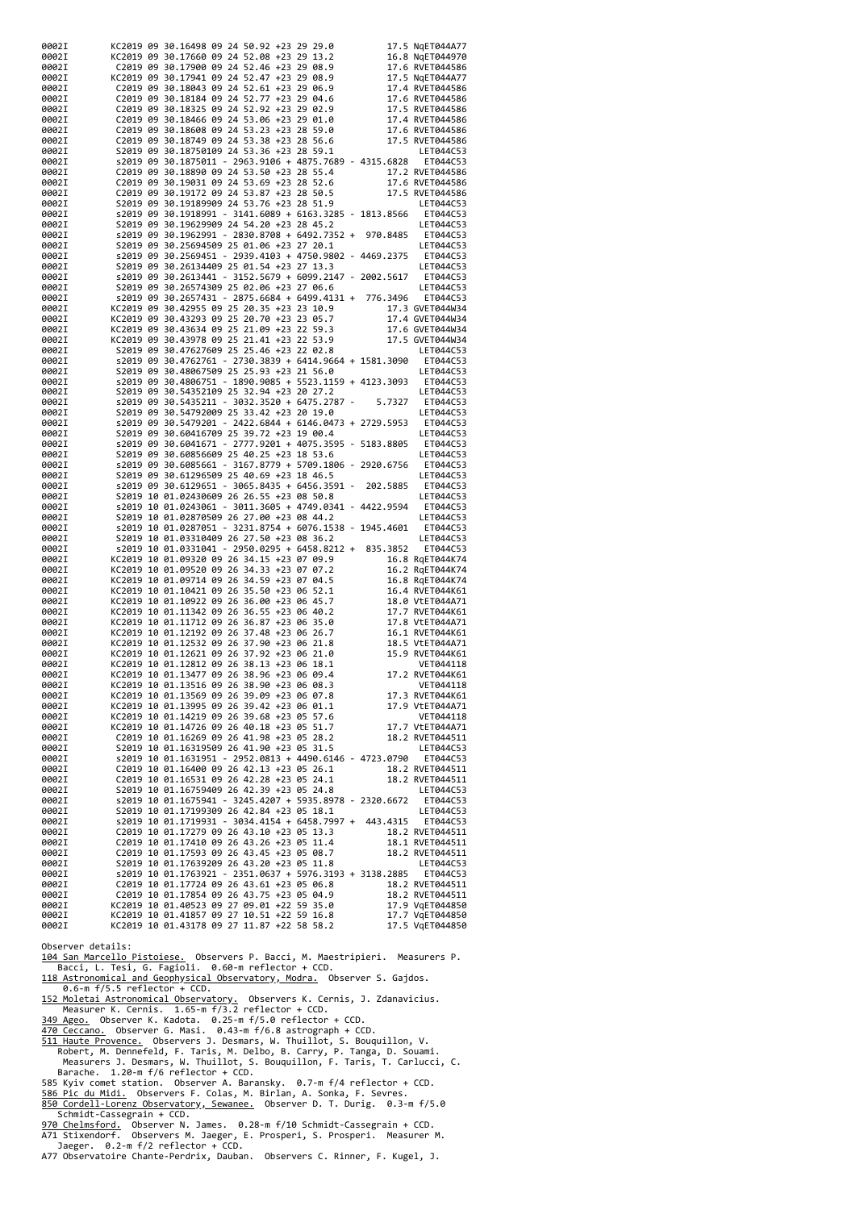```
0002I         KC2019 09 30.16498 09 24 50.92 +23 29 29.0          17.5 NqET044A77
0002I         KC2019 09 30.17660 09 24 52.08 +23 29 13.2          16.8 NqET044970
0002I          C2019 09 30.17900 09 24 52.46 +23 29 08.9          17.6 RVET044586
0002I         KC2019 09 30.17941 09 24 52.47 +23 29 08.9          17.5 NqET044A77
0002I          C2019 09 30.18043 09 24 52.61 +23 29 06.9          17.4 RVET044586
0002I          C2019 09 30.18184 09 24 52.77 +23 29 04.6          17.6 RVET044586
0002I          C2019 09 30.18325 09 24 52.92 +23 29 02.9          17.5 RVET044586
0002I          C2019 09 30.18466 09 24 53.06 +23 29 01.0          17.4 RVET044586
0002I          C2019 09 30.18608 09 24 53.23 +23 28 59.0          17.6 RVET044586
0002I          C2019 09 30.18749 09 24 53.38 +23 28 56.6          17.5 RVET044586
0002I          S2019 09 30.18750109 24 53.36 +23 28 59.1               LET044C53
0002I          s2019 09 30.1875011 - 2963.9106 + 4875.7689 - 4315.6828   ET044C53
0002I          C2019 09 30.18890 09 24 53.50 +23 28 55.4          17.2 RVET044586
0002I          C2019 09 30.19031 09 24 53.69 +23 28 52.6          17.6 RVET044586
0002I          C2019 09 30.19172 09 24 53.87 +23 28 50.5          17.5 RVET044586
0002I          S2019 09 30.19189909 24 53.76 +23 28 51.9               LET044C53
0002I          s2019 09 30.1918991 - 3141.6089 + 6163.3285 - 1813.8566   ET044C53
0002I          S2019 09 30.19629909 24 54.20 +23 28 45.2               LET044C53
0002I          s2019 09 30.1962991 - 2830.8708 + 6492.7352 +  970.8485   ET044C53
0002I          S2019 09 30.25694509 25 01.06 +23 27 20.1               LET044C53
0002I          s2019 09 30.2569451 - 2939.4103 + 4750.9802 - 4469.2375   ET044C53
0002I          S2019 09 30.26134409 25 01.54 +23 27 13.3               LET044C53
0002I          s2019 09 30.2613441 - 3152.5679 + 6099.2147 - 2002.5617   ET044C53
0002I          S2019 09 30.26574309 25 02.06 +23 27 06.6               LET044C53
0002I          s2019 09 30.2657431 - 2875.6684 + 6499.4131 +  776.3496   ET044C53
0002I         KC2019 09 30.42955 09 25 20.35 +23 23 10.9          17.3 GVET044W34
0002I         KC2019 09 30.43293 09 25 20.70 +23 23 05.7          17.4 GVET044W34
0002I         KC2019 09 30.43634 09 25 21.09 +23 22 59.3          17.6 GVET044W34
0002I         KC2019 09 30.43978 09 25 21.41 +23 22 53.9          17.5 GVET044W34
0002I          S2019 09 30.47627609 25 25.46 +23 22 02.8               LET044C53
0002I          s2019 09 30.4762761 - 2730.3839 + 6414.9664 + 1581.3090   ET044C53
0002I          S2019 09 30.48067509 25 25.93 +23 21 56.0               LET044C53
0002I          s2019 09 30.4806751 - 1890.9085 + 5523.1159 + 4123.3093   ET044C53
0002I          S2019 09 30.54352109 25 32.94 +23 20 27.2               LET044C53
0002I          s2019 09 30.5435211 - 3032.3520 + 6475.2787 -    5.7327   ET044C53
0002I          S2019 09 30.54792009 25 33.42 +23 20 19.0               LET044C53
0002I          s2019 09 30.5479201 - 2422.6844 + 6146.0473 + 2729.5953   ET044C53
0002I          S2019 09 30.60416709 25 39.72 +23 19 00.4               LET044C53
0002I          s2019 09 30.6041671 - 2777.9201 + 4075.3595 - 5183.8805   ET044C53
0002I          S2019 09 30.60856609 25 40.25 +23 18 53.6               LET044C53
0002I          s2019 09 30.6085661 - 3167.8779 + 5709.1806 - 2920.6756   ET044C53
0002I          S2019 09 30.61296509 25 40.69 +23 18 46.5               LET044C53
0002I          s2019 09 30.6129651 - 3065.8435 + 6456.3591 -  202.5885   ET044C53
0002I          S2019 10 01.02430609 26 26.55 +23 08 50.8               LET044C53
0002I          s2019 10 01.0243061 - 3011.3605 + 4749.0341 - 4422.9594   ET044C53
0002I          S2019 10 01.02870509 26 27.00 +23 08 44.2               LET044C53
0002I          s2019 10 01.0287051 - 3231.8754 + 6076.1538 - 1945.4601   ET044C53
0002I          S2019 10 01.03310409 26 27.50 +23 08 36.2               LET044C53
0002I          s2019 10 01.0331041 - 2950.0295 + 6458.8212 +  835.3852   ET044C53
0002I         KC2019 10 01.09320 09 26 34.15 +23 07 09.9          16.8 RqET044K74
0002I         KC2019 10 01.09520 09 26 34.33 +23 07 07.2          16.2 RqET044K74
0002I         KC2019 10 01.09714 09 26 34.59 +23 07 04.5          16.8 RqET044K74
0002I         KC2019 10 01.10421 09 26 35.50 +23 06 52.1          16.4 RVET044K61
0002I         KC2019 10 01.10922 09 26 36.00 +23 06 45.7          18.0 VtET044A71
0002I         KC2019 10 01.11342 09 26 36.55 +23 06 40.2          17.7 RVET044K61
0002I         KC2019 10 01.11712 09 26 36.87 +23 06 35.0          17.8 VtET044A71
0002I         KC2019 10 01.12192 09 26 37.48 +23 06 26.7          16.1 RVET044K61
0002I         KC2019 10 01.12532 09 26 37.90 +23 06 21.8          18.5 VtET044A71
0002I         KC2019 10 01.12621 09 26 37.92 +23 06 21.0          15.9 RVET044K61
0002I         KC2019 10 01.12812 09 26 38.13 +23 06 18.1               VET044118
0002I         KC2019 10 01.13477 09 26 38.96 +23 06 09.4          17.2 RVET044K61
0002I         KC2019 10 01.13516 09 26 38.90 +23 06 08.3               VET044118
0002I         KC2019 10 01.13569 09 26 39.09 +23 06 07.8          17.3 RVET044K61
0002I         KC2019 10 01.13995 09 26 39.42 +23 06 01.1          17.9 VtET044A71
0002I         KC2019 10 01.14219 09 26 39.68 +23 05 57.6               VET044118
0002I         KC2019 10 01.14726 09 26 40.18 +23 05 51.7          17.7 VtET044A71
0002I          C2019 10 01.16269 09 26 41.98 +23 05 28.2          18.2 RVET044511
0002I          S2019 10 01.16319509 26 41.90 +23 05 31.5               LET044C53
0002I          s2019 10 01.1631951 - 2952.0813 + 4490.6146 - 4723.0790   ET044C53
0002I          C2019 10 01.16400 09 26 42.13 +23 05 26.1          18.2 RVET044511
0002I          C2019 10 01.16531 09 26 42.28 +23 05 24.1          18.2 RVET044511
0002I          S2019 10 01.16759409 26 42.39 +23 05 24.8               LET044C53
0002I          s2019 10 01.1675941 - 3245.4207 + 5935.8978 - 2320.6672   ET044C53
0002I          S2019 10 01.17199309 26 42.84 +23 05 18.1               LET044C53
0002I          s2019 10 01.1719931 - 3034.4154 + 6458.7997 +  443.4315   ET044C53
0002I          C2019 10 01.17279 09 26 43.10 +23 05 13.3          18.2 RVET044511
0002I          C2019 10 01.17410 09 26 43.26 +23 05 11.4          18.1 RVET044511
0002I          C2019 10 01.17593 09 26 43.45 +23 05 08.7          18.2 RVET044511
0002I          S2019 10 01.17639209 26 43.20 +23 05 11.8               LET044C53
0002I          s2019 10 01.1763921 - 2351.0637 + 5976.3193 + 3138.2885   ET044C53
0002I          C2019 10 01.17724 09 26 43.61 +23 05 06.8          18.2 RVET044511
0002I          C2019 10 01.17854 09 26 43.75 +23 05 04.9          18.2 RVET044511
0002I         KC2019 10 01.40523 09 27 09.01 +22 59 35.0          17.9 VqET044850
0002I         KC2019 10 01.41857 09 27 10.51 +22 59 16.8          17.7 VqET044850
0002I         KC2019 10 01.43178 09 27 11.87 +22 58 58.2          17.5 VqET044850
```

Observer details:

104 San Marcello Pistoiese. Observers P. Bacci, M. Maestripieri. Measurers P. Bacci, L. Tesi, G. Fagioli. 0.60-m reflector + CCD.

118 Astronomical and Geophysical Observatory, Modra. Observer S. Gajdos. 0.6-m f/5.5 reflector + CCD.

152 Moletai Astronomical Observatory. Observers K. Cernis, J. Zdanavicius. Measurer K. Cernis. 1.65-m f/3.2 reflector + CCD.

349 Ageo. Observer K. Kadota. 0.25-m f/5.0 reflector + CCD.

470 Ceccano. Observer G. Masi. 0.43-m f/6.8 astrograph + CCD.

511 Haute Provence. Observers J. Desmars, W. Thuillot, S. Bouquillon, V. Robert, M. Dennefeld, F. Taris, M. Delbo, B. Carry, P. Tanga, D. Souami. Measurers J. Desmars, W. Thuillot, S. Bouquillon, F. Taris, T. Carlucci, C. Barache. 1.20-m f/6 reflector + CCD.

585 Kyiv comet station. Observer A. Baransky. 0.7-m f/4 reflector + CCD.

586 Pic du Midi. Observers F. Colas, M. Birlan, A. Sonka, F. Sevres.

850 Cordell-Lorenz Observatory, Sewanee. Observer D. T. Durig. 0.3-m f/5.0 Schmidt-Cassegrain + CCD.

970 Chelmsford. Observer N. James. 0.28-m f/10 Schmidt-Cassegrain + CCD.

A71 Stixendorf. Observers M. Jaeger, E. Prosperi, S. Prosperi. Measurer M. Jaeger. 0.2-m f/2 reflector + CCD.

A77 Observatoire Chante-Perdrix, Dauban. Observers C. Rinner, F. Kugel, J.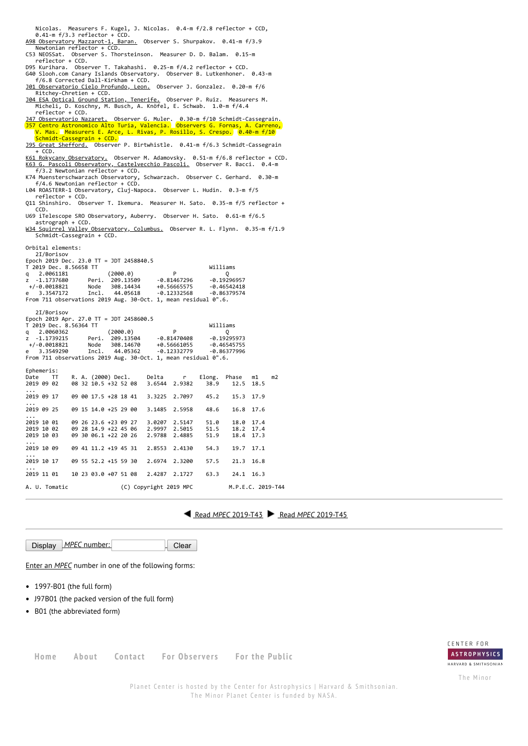```
   Nicolas.  Measurers F. Kugel, J. Nicolas.  0.4-m f/2.8 reflector + CCD,
   0.41-m f/3.3 reflector + CCD.
A98 Observatory Mazzarot-1, Baran.  Observer S. Shurpakov.  0.41-m f/3.9
   Newtonian reflector + CCD.
C53 NEOSSat.  Observer S. Thorsteinson.  Measurer D. D. Balam.  0.15-m
   reflector + CCD.
D95 Kurihara.  Observer T. Takahashi.  0.25-m f/4.2 reflector + CCD.
G40 Slooh.com Canary Islands Observatory.  Observer B. Lutkenhoner.  0.43-m
   f/6.8 Corrected Dall-Kirkham + CCD.
J01 Observatorio Cielo Profundo, Leon.  Observer J. Gonzalez.  0.20-m f/6
   Ritchey-Chretien + CCD.
J04 ESA Optical Ground Station, Tenerife.  Observer P. Ruiz.  Measurers M.
   Micheli, D. Koschny, M. Busch, A. Knöfel, E. Schwab.  1.0-m f/4.4
   reflector + CCD.
J47 Observatorio Nazaret.  Observer G. Muler.  0.30-m f/10 Schmidt-Cassegrain.
J57 Centro Astronomico Alto Turia, Valencia.  Observers G. Fornas, A. Carreno,
   V. Mas.  Measurers E. Arce, L. Rivas, P. Rosillo, S. Crespo.  0.40-m f/10
   Schmidt-Cassegrain + CCD.
J95 Great Shefford.  Observer P. Birtwhistle.  0.41-m f/6.3 Schmidt-Cassegrain
   + CCD.
K61 Rokycany Observatory.  Observer M. Adamovsky.  0.51-m f/6.8 reflector + CCD.
K63 G. Pascoli Observatory, Castelvecchio Pascoli.  Observer R. Bacci.  0.4-m
   f/3.2 Newtonian reflector + CCD.
K74 Muensterschwarzach Observatory, Schwarzach.  Observer C. Gerhard.  0.30-m
   f/4.6 Newtonian reflector + CCD.
L04 ROASTERR-1 Observatory, Cluj-Napoca.  Observer L. Hudin.  0.3-m f/5
   reflector + CCD.
Q11 Shinshiro.  Observer T. Ikemura.  Measurer H. Sato.  0.35-m f/5 reflector +
   CCD.
U69 iTelescope SRO Observatory, Auberry.  Observer H. Sato.  0.61-m f/6.5
   astrograph + CCD.
W34 Squirrel Valley Observatory, Columbus.  Observer R. L. Flynn.  0.35-m f/1.9
   Schmidt-Cassegrain + CCD.

Orbital elements:
   2I/Borisov
Epoch 2019 Dec. 23.0 TT = JDT 2458840.5
T 2019 Dec. 8.56658 TT                                  Williams
q   2.0061181            (2000.0)            P               Q
z  -1.1737680       Peri.  209.13509     -0.81467296     -0.19296957
 +/-0.0018821       Node   308.14434     +0.56665575     -0.46542418
e   3.3547172       Incl.   44.05618     -0.12332568     -0.86379574
From 711 observations 2019 Aug. 30-Oct. 1, mean residual 0".6.

   2I/Borisov
Epoch 2019 Apr. 27.0 TT = JDT 2458600.5
T 2019 Dec. 8.56364 TT                                  Williams
q   2.0060362            (2000.0)            P               Q
z  -1.1739215       Peri.  209.13504     -0.81470408     -0.19295973
 +/-0.0018821       Node   308.14670     +0.56661055     -0.46545755
e   3.3549290       Incl.   44.05362     -0.12332779     -0.86377996
From 711 observations 2019 Aug. 30-Oct. 1, mean residual 0".6.

Ephemeris:
Date     TT     R. A. (2000) Decl.     Delta     r     Elong.  Phase   m1     m2
2019 09 02     08 32 10.5 +32 52 08   3.6544  2.9382    38.9    12.5  18.5
...
2019 09 17     09 00 17.5 +28 18 41   3.3225  2.7097    45.2    15.3  17.9
...
2019 09 25     09 15 14.0 +25 29 00   3.1485  2.5958    48.6    16.8  17.6
...
2019 10 01     09 26 23.6 +23 09 27   3.0207  2.5147    51.0    18.0  17.4
2019 10 02     09 28 14.9 +22 45 06   2.9997  2.5015    51.5    18.2  17.4
2019 10 03     09 30 06.1 +22 20 26   2.9788  2.4885    51.9    18.4  17.3
...
2019 10 09     09 41 11.2 +19 45 31   2.8553  2.4130    54.3    19.7  17.1
...
2019 10 17     09 55 52.2 +15 59 30   2.6974  2.3200    57.5    21.3  16.8
...
2019 11 01     10 23 03.0 +07 51 08   2.4287  2.1727    63.3    24.1  16.3

A. U. Tomatic              (C) Copyright 2019 MPC           M.P.E.C. 2019-T44
```

◀ Read *MPEC* 2019-T43 ▶ Read *MPEC* 2019-T45

Display *MPEC* number: Clear

Enter an *MPEC* number in one of the following forms:

- 1997-B01 (the full form)
- J97B01 (the packed version of the full form)
- B01 (the abbreviated form)

Home About Contact For Observers For the Public

CENTER FOR ASTROPHYSICS HARVARD & SMITHSONIAN

The Minor Planet Center is hosted by the Center for Astrophysics | Harvard & Smithsonian.
The Minor Planet Center is funded by NASA.